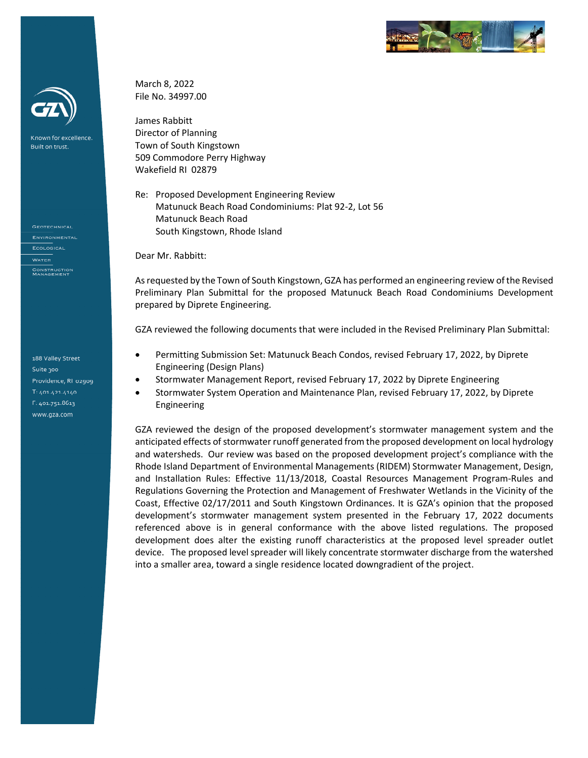GZA

Known for excellence.
Built on trust.

GEOTECHNICAL
ENVIRONMENTAL
ECOLOGICAL
WATER
CONSTRUCTION MANAGEMENT

188 Valley Street
Suite 300
Providence, RI 02909
T: 401.421.4140
F: 401.751.8613
www.gza.com

March 8, 2022
File No. 34997.00

James Rabbitt
Director of Planning
Town of South Kingstown
509 Commodore Perry Highway
Wakefield RI 02879

Re: Proposed Development Engineering Review
Matunuck Beach Road Condominiums: Plat 92-2, Lot 56
Matunuck Beach Road
South Kingstown, Rhode Island

Dear Mr. Rabbitt:

As requested by the Town of South Kingstown, GZA has performed an engineering review of the Revised Preliminary Plan Submittal for the proposed Matunuck Beach Road Condominiums Development prepared by Diprete Engineering.

GZA reviewed the following documents that were included in the Revised Preliminary Plan Submittal:

- Permitting Submission Set: Matunuck Beach Condos, revised February 17, 2022, by Diprete Engineering (Design Plans)
- Stormwater Management Report, revised February 17, 2022 by Diprete Engineering
- Stormwater System Operation and Maintenance Plan, revised February 17, 2022, by Diprete Engineering

GZA reviewed the design of the proposed development's stormwater management system and the anticipated effects of stormwater runoff generated from the proposed development on local hydrology and watersheds. Our review was based on the proposed development project's compliance with the Rhode Island Department of Environmental Managements (RIDEM) Stormwater Management, Design, and Installation Rules: Effective 11/13/2018, Coastal Resources Management Program-Rules and Regulations Governing the Protection and Management of Freshwater Wetlands in the Vicinity of the Coast, Effective 02/17/2011 and South Kingstown Ordinances. It is GZA's opinion that the proposed development's stormwater management system presented in the February 17, 2022 documents referenced above is in general conformance with the above listed regulations. The proposed development does alter the existing runoff characteristics at the proposed level spreader outlet device. The proposed level spreader will likely concentrate stormwater discharge from the watershed into a smaller area, toward a single residence located downgradient of the project.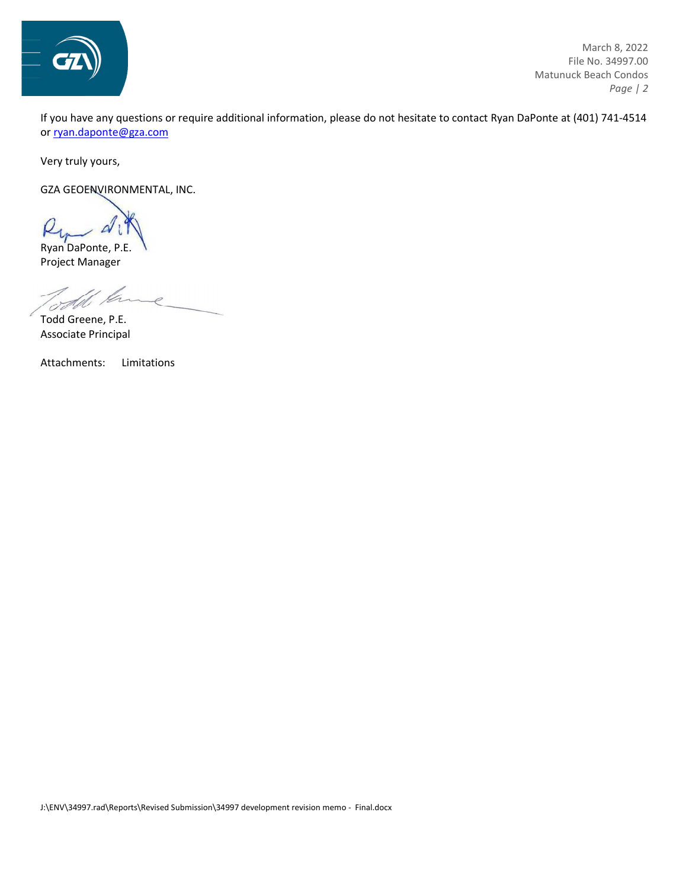If you have any questions or require additional information, please do not hesitate to contact Ryan DaPonte at (401) 741-4514 or [ryan.daponte@gza.com](mailto:ryan.daponte@gza.com)

Very truly yours,

GZA GEOENVIRONMENTAL, INC.

Ryan DaPonte, P.E.
Project Manager

Todd Greene, P.E.
Associate Principal

Attachments: Limitations

J:\ENV\34997.rad\Reports\Revised Submission\34997 development revision memo - Final.docx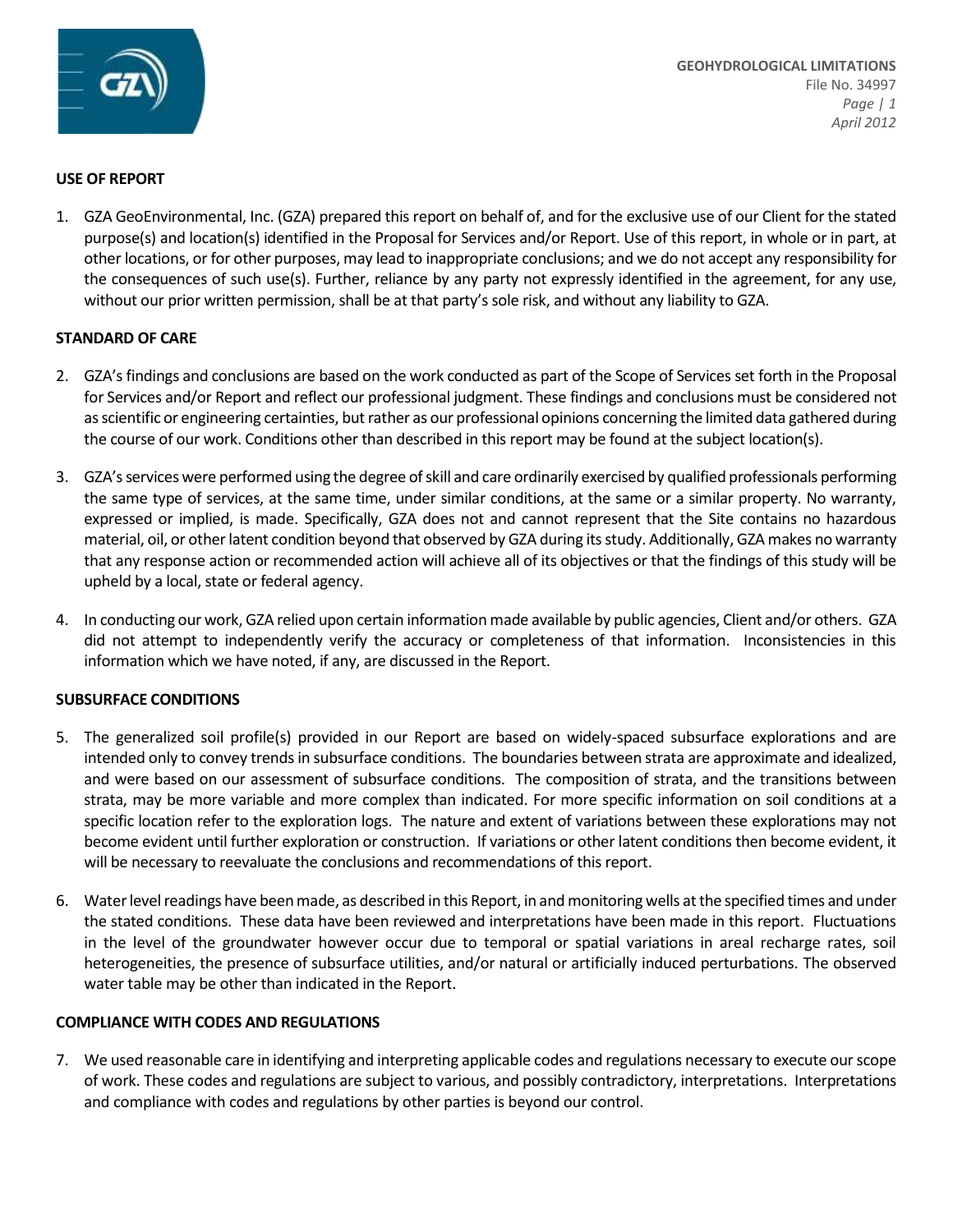## USE OF REPORT

1. GZA GeoEnvironmental, Inc. (GZA) prepared this report on behalf of, and for the exclusive use of our Client for the stated purpose(s) and location(s) identified in the Proposal for Services and/or Report. Use of this report, in whole or in part, at other locations, or for other purposes, may lead to inappropriate conclusions; and we do not accept any responsibility for the consequences of such use(s). Further, reliance by any party not expressly identified in the agreement, for any use, without our prior written permission, shall be at that party's sole risk, and without any liability to GZA.

## STANDARD OF CARE

2. GZA's findings and conclusions are based on the work conducted as part of the Scope of Services set forth in the Proposal for Services and/or Report and reflect our professional judgment. These findings and conclusions must be considered not as scientific or engineering certainties, but rather as our professional opinions concerning the limited data gathered during the course of our work. Conditions other than described in this report may be found at the subject location(s).

3. GZA's services were performed using the degree of skill and care ordinarily exercised by qualified professionals performing the same type of services, at the same time, under similar conditions, at the same or a similar property. No warranty, expressed or implied, is made. Specifically, GZA does not and cannot represent that the Site contains no hazardous material, oil, or other latent condition beyond that observed by GZA during its study. Additionally, GZA makes no warranty that any response action or recommended action will achieve all of its objectives or that the findings of this study will be upheld by a local, state or federal agency.

4. In conducting our work, GZA relied upon certain information made available by public agencies, Client and/or others. GZA did not attempt to independently verify the accuracy or completeness of that information. Inconsistencies in this information which we have noted, if any, are discussed in the Report.

## SUBSURFACE CONDITIONS

5. The generalized soil profile(s) provided in our Report are based on widely-spaced subsurface explorations and are intended only to convey trends in subsurface conditions. The boundaries between strata are approximate and idealized, and were based on our assessment of subsurface conditions. The composition of strata, and the transitions between strata, may be more variable and more complex than indicated. For more specific information on soil conditions at a specific location refer to the exploration logs. The nature and extent of variations between these explorations may not become evident until further exploration or construction. If variations or other latent conditions then become evident, it will be necessary to reevaluate the conclusions and recommendations of this report.

6. Water level readings have been made, as described in this Report, in and monitoring wells at the specified times and under the stated conditions. These data have been reviewed and interpretations have been made in this report. Fluctuations in the level of the groundwater however occur due to temporal or spatial variations in areal recharge rates, soil heterogeneities, the presence of subsurface utilities, and/or natural or artificially induced perturbations. The observed water table may be other than indicated in the Report.

## COMPLIANCE WITH CODES AND REGULATIONS

7. We used reasonable care in identifying and interpreting applicable codes and regulations necessary to execute our scope of work. These codes and regulations are subject to various, and possibly contradictory, interpretations. Interpretations and compliance with codes and regulations by other parties is beyond our control.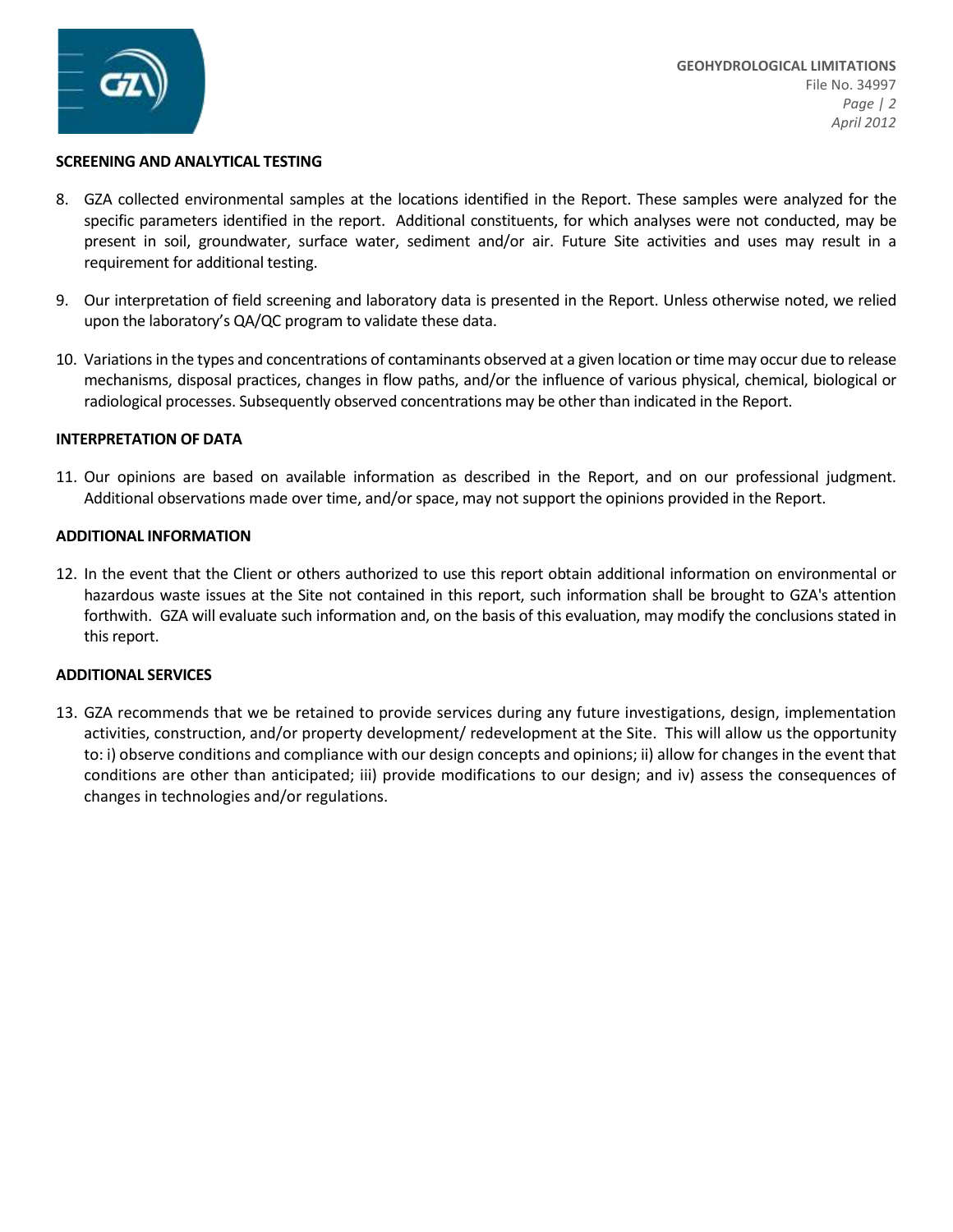## SCREENING AND ANALYTICAL TESTING

8. GZA collected environmental samples at the locations identified in the Report. These samples were analyzed for the specific parameters identified in the report. Additional constituents, for which analyses were not conducted, may be present in soil, groundwater, surface water, sediment and/or air. Future Site activities and uses may result in a requirement for additional testing.

9. Our interpretation of field screening and laboratory data is presented in the Report. Unless otherwise noted, we relied upon the laboratory's QA/QC program to validate these data.

10. Variations in the types and concentrations of contaminants observed at a given location or time may occur due to release mechanisms, disposal practices, changes in flow paths, and/or the influence of various physical, chemical, biological or radiological processes. Subsequently observed concentrations may be other than indicated in the Report.

## INTERPRETATION OF DATA

11. Our opinions are based on available information as described in the Report, and on our professional judgment. Additional observations made over time, and/or space, may not support the opinions provided in the Report.

## ADDITIONAL INFORMATION

12. In the event that the Client or others authorized to use this report obtain additional information on environmental or hazardous waste issues at the Site not contained in this report, such information shall be brought to GZA's attention forthwith. GZA will evaluate such information and, on the basis of this evaluation, may modify the conclusions stated in this report.

## ADDITIONAL SERVICES

13. GZA recommends that we be retained to provide services during any future investigations, design, implementation activities, construction, and/or property development/ redevelopment at the Site. This will allow us the opportunity to: i) observe conditions and compliance with our design concepts and opinions; ii) allow for changes in the event that conditions are other than anticipated; iii) provide modifications to our design; and iv) assess the consequences of changes in technologies and/or regulations.